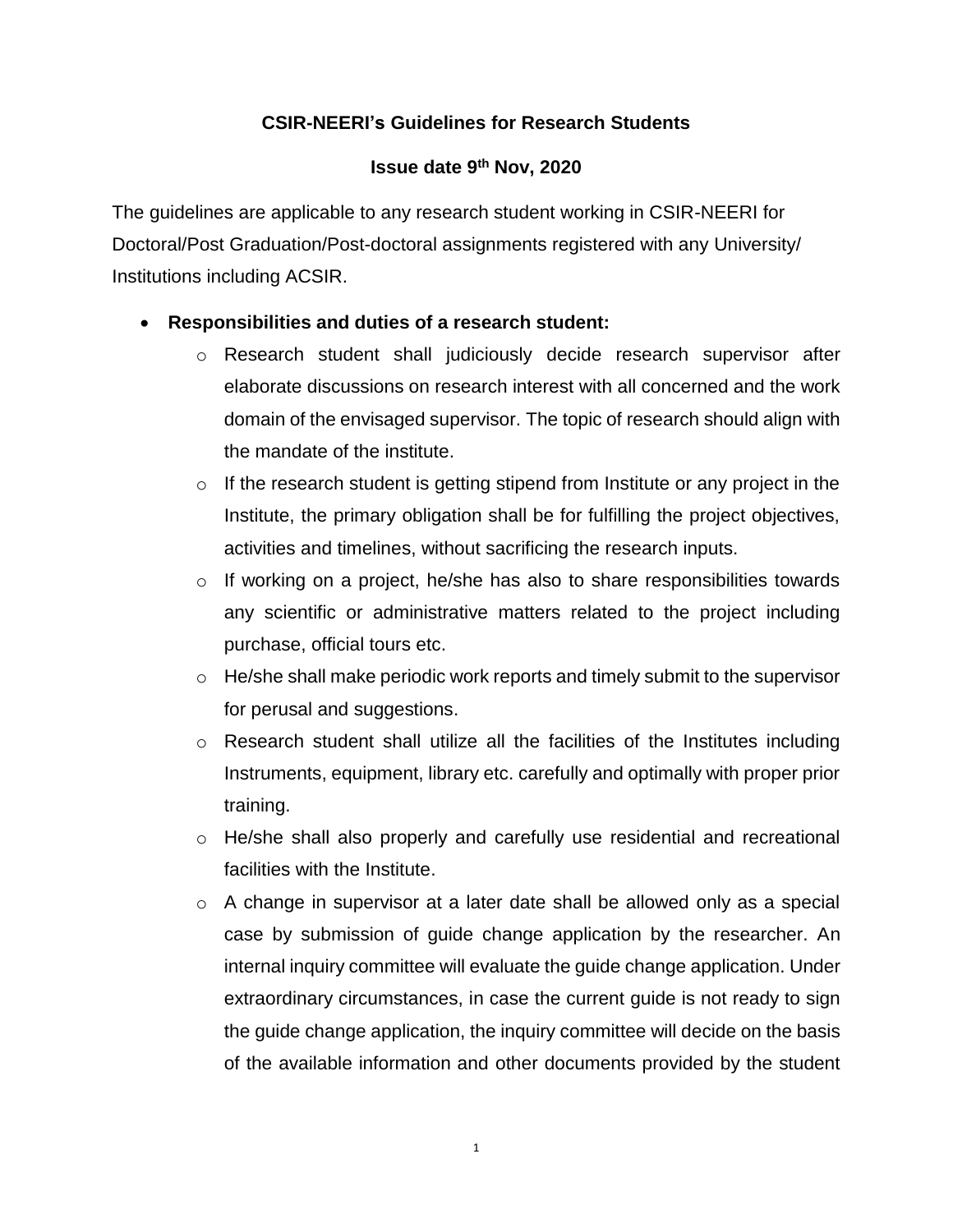# CSIR-NEERI's Guidelines for Research Students

## Issue date 9th Nov, 2020

The guidelines are applicable to any research student working in CSIR-NEERI for Doctoral/Post Graduation/Post-doctoral assignments registered with any University/ Institutions including ACSIR.

- **Responsibilities and duties of a research student:**
  - Research student shall judiciously decide research supervisor after elaborate discussions on research interest with all concerned and the work domain of the envisaged supervisor. The topic of research should align with the mandate of the institute.
  - If the research student is getting stipend from Institute or any project in the Institute, the primary obligation shall be for fulfilling the project objectives, activities and timelines, without sacrificing the research inputs.
  - If working on a project, he/she has also to share responsibilities towards any scientific or administrative matters related to the project including purchase, official tours etc.
  - He/she shall make periodic work reports and timely submit to the supervisor for perusal and suggestions.
  - Research student shall utilize all the facilities of the Institutes including Instruments, equipment, library etc. carefully and optimally with proper prior training.
  - He/she shall also properly and carefully use residential and recreational facilities with the Institute.
  - A change in supervisor at a later date shall be allowed only as a special case by submission of guide change application by the researcher. An internal inquiry committee will evaluate the guide change application. Under extraordinary circumstances, in case the current guide is not ready to sign the guide change application, the inquiry committee will decide on the basis of the available information and other documents provided by the student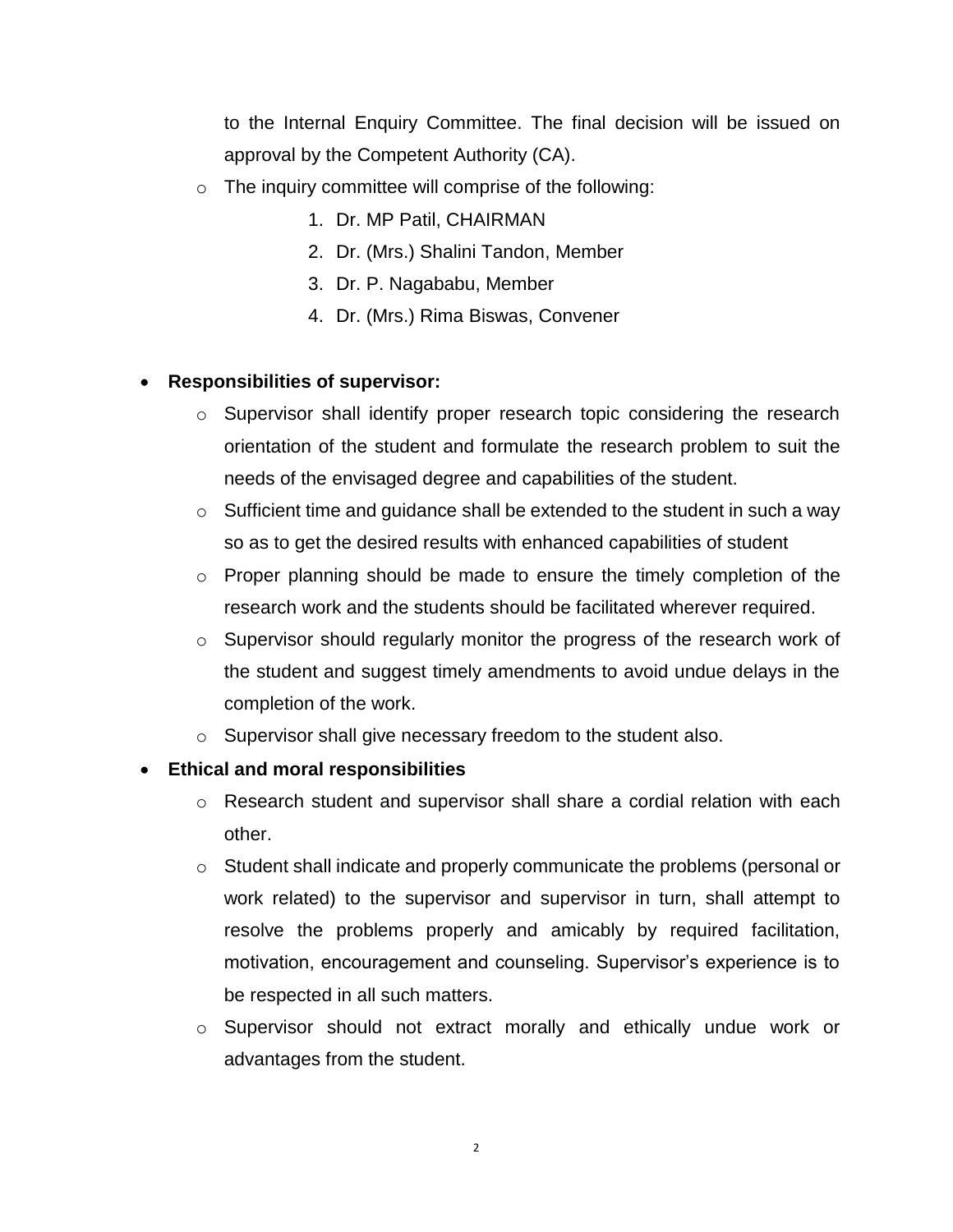to the Internal Enquiry Committee. The final decision will be issued on approval by the Competent Authority (CA).

- The inquiry committee will comprise of the following:
    1. Dr. MP Patil, CHAIRMAN
    2. Dr. (Mrs.) Shalini Tandon, Member
    3. Dr. P. Nagababu, Member
    4. Dr. (Mrs.) Rima Biswas, Convener

- **Responsibilities of supervisor:**
    - Supervisor shall identify proper research topic considering the research orientation of the student and formulate the research problem to suit the needs of the envisaged degree and capabilities of the student.
    - Sufficient time and guidance shall be extended to the student in such a way so as to get the desired results with enhanced capabilities of student
    - Proper planning should be made to ensure the timely completion of the research work and the students should be facilitated wherever required.
    - Supervisor should regularly monitor the progress of the research work of the student and suggest timely amendments to avoid undue delays in the completion of the work.
    - Supervisor shall give necessary freedom to the student also.
- **Ethical and moral responsibilities**
    - Research student and supervisor shall share a cordial relation with each other.
    - Student shall indicate and properly communicate the problems (personal or work related) to the supervisor and supervisor in turn, shall attempt to resolve the problems properly and amicably by required facilitation, motivation, encouragement and counseling. Supervisor's experience is to be respected in all such matters.
    - Supervisor should not extract morally and ethically undue work or advantages from the student.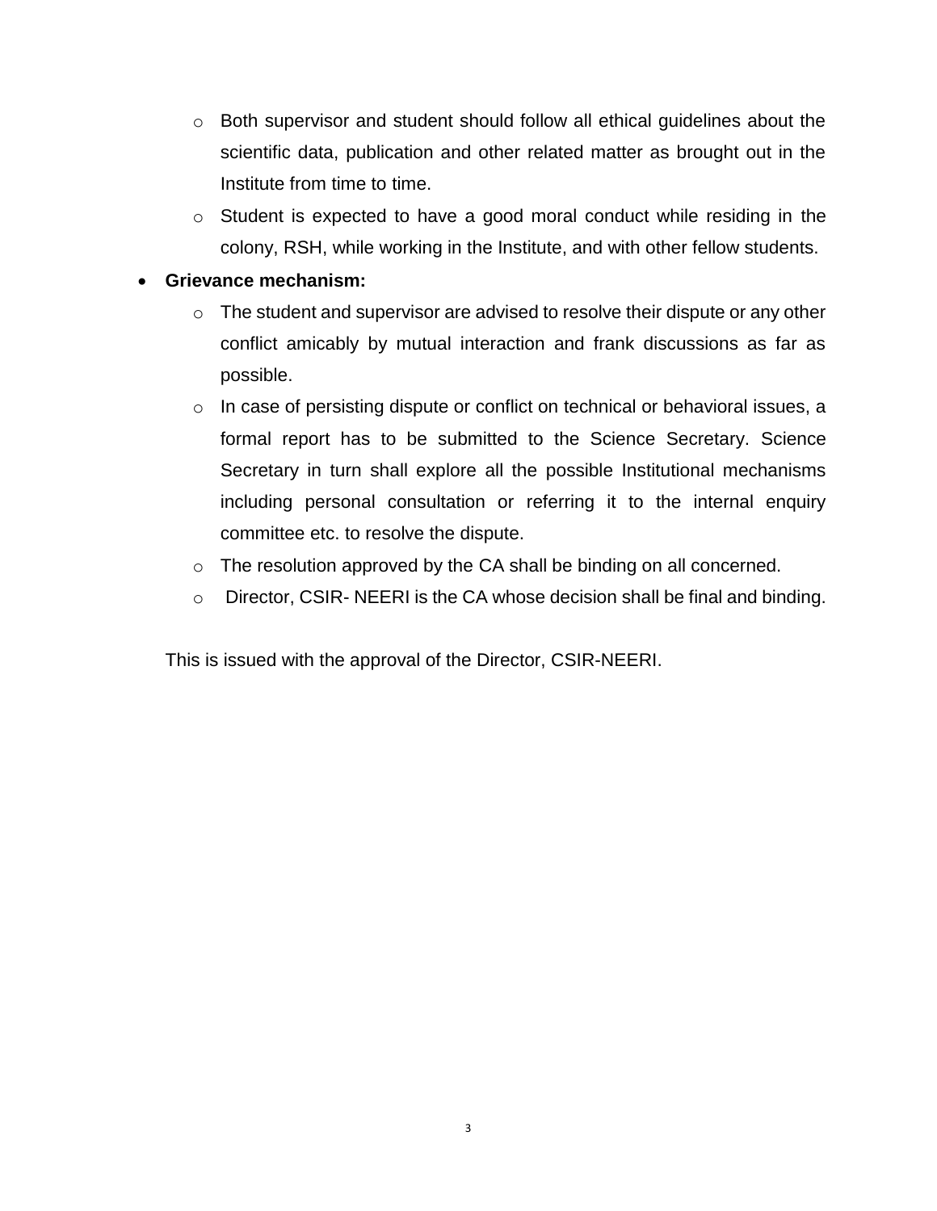- Both supervisor and student should follow all ethical guidelines about the scientific data, publication and other related matter as brought out in the Institute from time to time.
  - Student is expected to have a good moral conduct while residing in the colony, RSH, while working in the Institute, and with other fellow students.

- **Grievance mechanism:**
  - The student and supervisor are advised to resolve their dispute or any other conflict amicably by mutual interaction and frank discussions as far as possible.
  - In case of persisting dispute or conflict on technical or behavioral issues, a formal report has to be submitted to the Science Secretary. Science Secretary in turn shall explore all the possible Institutional mechanisms including personal consultation or referring it to the internal enquiry committee etc. to resolve the dispute.
  - The resolution approved by the CA shall be binding on all concerned.
  - Director, CSIR- NEERI is the CA whose decision shall be final and binding.

This is issued with the approval of the Director, CSIR-NEERI.